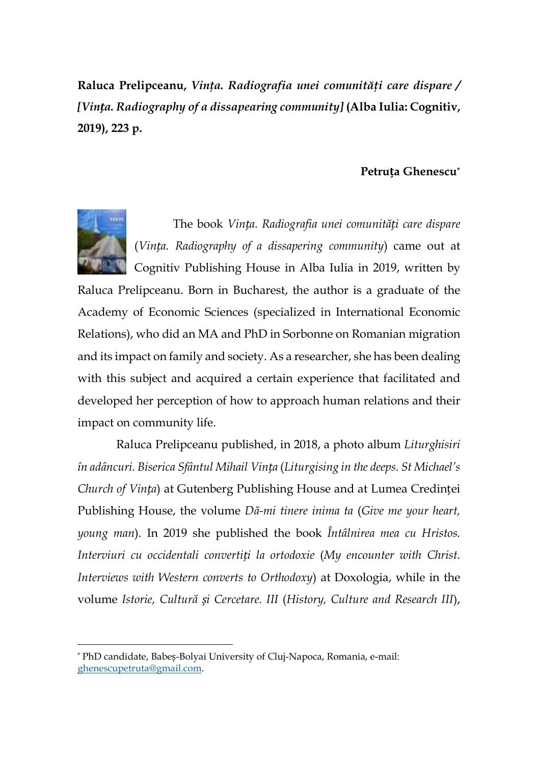**Raluca Prelipceanu, *Vința. Radiografia unei comunități care dispare / [Vința. Radiography of a dissapearing community]* (Alba Iulia: Cognitiv, 2019), 223 p.**

**Petruța Ghenescu***

The book *Vința. Radiografia unei comunități care dispare* (*Vința. Radiography of a dissapering community*) came out at Cognitiv Publishing House in Alba Iulia in 2019, written by Raluca Prelipceanu. Born in Bucharest, the author is a graduate of the Academy of Economic Sciences (specialized in International Economic Relations), who did an MA and PhD in Sorbonne on Romanian migration and its impact on family and society. As a researcher, she has been dealing with this subject and acquired a certain experience that facilitated and developed her perception of how to approach human relations and their impact on community life.

Raluca Prelipceanu published, in 2018, a photo album *Liturghisiri în adâncuri. Biserica Sfântul Mihail Vința* (*Liturgising in the deeps. St Michael's Church of Vința*) at Gutenberg Publishing House and at Lumea Credinței Publishing House, the volume *Dă-mi tinere inima ta* (*Give me your heart, young man*). In 2019 she published the book *Întâlnirea mea cu Hristos. Interviuri cu occidentali convertiți la ortodoxie* (*My encounter with Christ. Interviews with Western converts to Orthodoxy*) at Doxologia, while in the volume *Istorie, Cultură și Cercetare. III* (*History, Culture and Research III*),

---

* PhD candidate, Babeș-Bolyai University of Cluj-Napoca, Romania, e-mail: ghenescupetruta@gmail.com.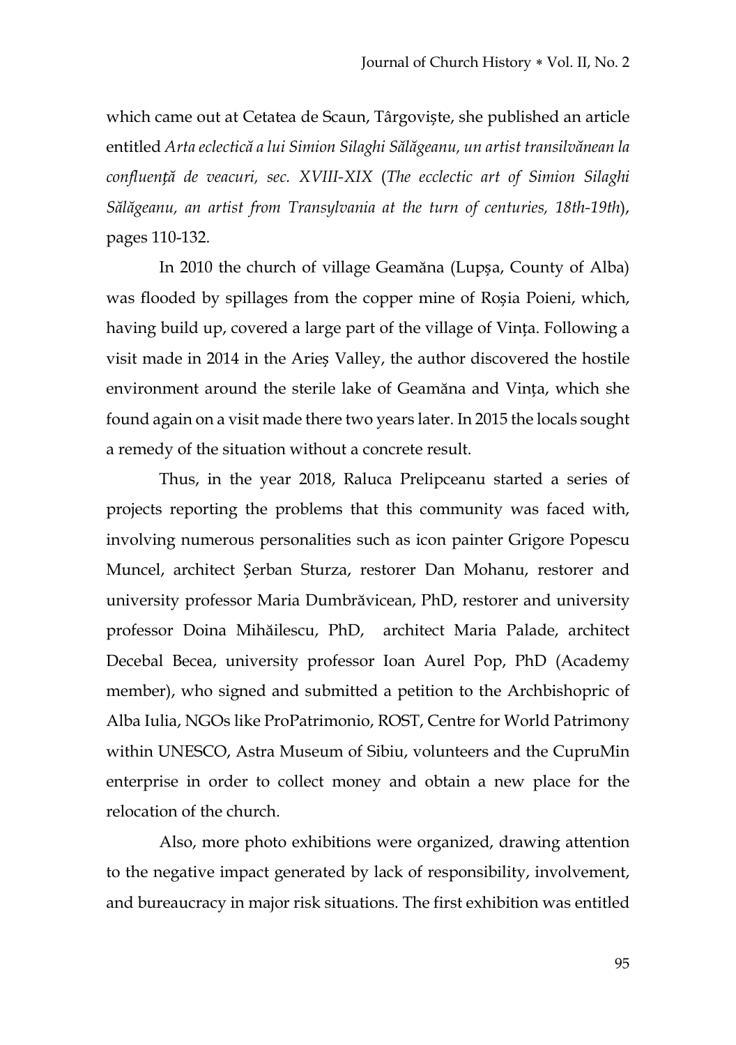which came out at Cetatea de Scaun, Târgoviște, she published an article entitled *Arta eclectică a lui Simion Silaghi Sălăgeanu, un artist transilvănean la confluență de veacuri, sec. XVIII-XIX* (*The ecclectic art of Simion Silaghi Sălăgeanu, an artist from Transylvania at the turn of centuries, 18th-19th*), pages 110-132.

In 2010 the church of village Geamăna (Lupșa, County of Alba) was flooded by spillages from the copper mine of Roșia Poieni, which, having build up, covered a large part of the village of Vința. Following a visit made in 2014 in the Arieș Valley, the author discovered the hostile environment around the sterile lake of Geamăna and Vința, which she found again on a visit made there two years later. In 2015 the locals sought a remedy of the situation without a concrete result.

Thus, in the year 2018, Raluca Prelipceanu started a series of projects reporting the problems that this community was faced with, involving numerous personalities such as icon painter Grigore Popescu Muncel, architect Şerban Sturza, restorer Dan Mohanu, restorer and university professor Maria Dumbrăvicean, PhD, restorer and university professor Doina Mihăilescu, PhD, architect Maria Palade, architect Decebal Becea, university professor Ioan Aurel Pop, PhD (Academy member), who signed and submitted a petition to the Archbishopric of Alba Iulia, NGOs like ProPatrimonio, ROST, Centre for World Patrimony within UNESCO, Astra Museum of Sibiu, volunteers and the CupruMin enterprise in order to collect money and obtain a new place for the relocation of the church.

Also, more photo exhibitions were organized, drawing attention to the negative impact generated by lack of responsibility, involvement, and bureaucracy in major risk situations. The first exhibition was entitled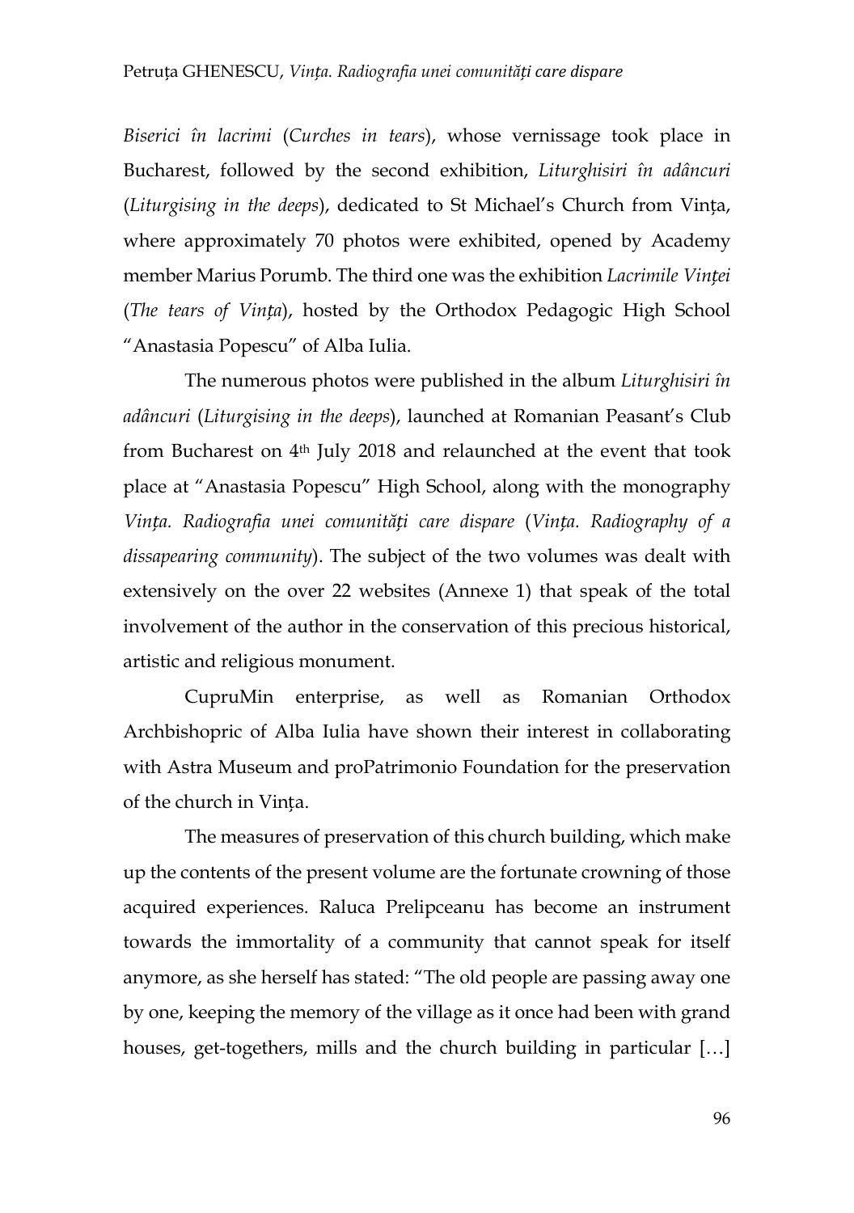*Biserici în lacrimi* (*Curches in tears*), whose vernissage took place in Bucharest, followed by the second exhibition, *Liturghisiri în adâncuri* (*Liturgising in the deeps*), dedicated to St Michael's Church from Vința, where approximately 70 photos were exhibited, opened by Academy member Marius Porumb. The third one was the exhibition *Lacrimile Vinței* (*The tears of Vința*), hosted by the Orthodox Pedagogic High School "Anastasia Popescu" of Alba Iulia.

The numerous photos were published in the album *Liturghisiri în adâncuri* (*Liturgising in the deeps*), launched at Romanian Peasant's Club from Bucharest on 4th July 2018 and relaunched at the event that took place at "Anastasia Popescu" High School, along with the monography *Vința. Radiografia unei comunități care dispare* (*Vința. Radiography of a dissapearing community*). The subject of the two volumes was dealt with extensively on the over 22 websites (Annexe 1) that speak of the total involvement of the author in the conservation of this precious historical, artistic and religious monument.

CupruMin enterprise, as well as Romanian Orthodox Archbishopric of Alba Iulia have shown their interest in collaborating with Astra Museum and proPatrimonio Foundation for the preservation of the church in Vința.

The measures of preservation of this church building, which make up the contents of the present volume are the fortunate crowning of those acquired experiences. Raluca Prelipceanu has become an instrument towards the immortality of a community that cannot speak for itself anymore, as she herself has stated: "The old people are passing away one by one, keeping the memory of the village as it once had been with grand houses, get-togethers, mills and the church building in particular […]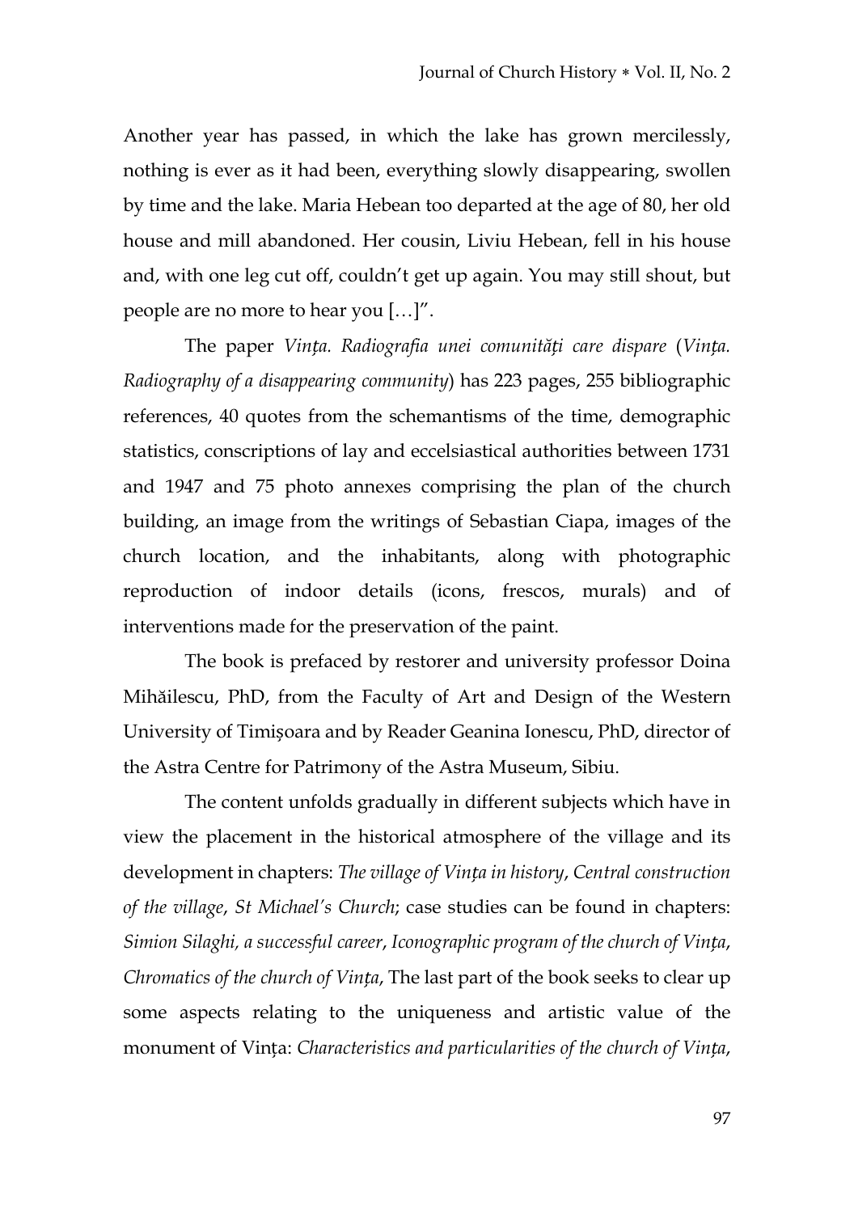Another year has passed, in which the lake has grown mercilessly, nothing is ever as it had been, everything slowly disappearing, swollen by time and the lake. Maria Hebean too departed at the age of 80, her old house and mill abandoned. Her cousin, Liviu Hebean, fell in his house and, with one leg cut off, couldn't get up again. You may still shout, but people are no more to hear you […]".

The paper *Vința. Radiografia unei comunități care dispare* (*Vința. Radiography of a disappearing community*) has 223 pages, 255 bibliographic references, 40 quotes from the schemantisms of the time, demographic statistics, conscriptions of lay and eccelsiastical authorities between 1731 and 1947 and 75 photo annexes comprising the plan of the church building, an image from the writings of Sebastian Ciapa, images of the church location, and the inhabitants, along with photographic reproduction of indoor details (icons, frescos, murals) and of interventions made for the preservation of the paint.

The book is prefaced by restorer and university professor Doina Mihăilescu, PhD, from the Faculty of Art and Design of the Western University of Timișoara and by Reader Geanina Ionescu, PhD, director of the Astra Centre for Patrimony of the Astra Museum, Sibiu.

The content unfolds gradually in different subjects which have in view the placement in the historical atmosphere of the village and its development in chapters: *The village of Vința in history*, *Central construction of the village*, *St Michael's Church*; case studies can be found in chapters: *Simion Silaghi, a successful career*, *Iconographic program of the church of Vința*, *Chromatics of the church of Vința*, The last part of the book seeks to clear up some aspects relating to the uniqueness and artistic value of the monument of Vința: *Characteristics and particularities of the church of Vința*,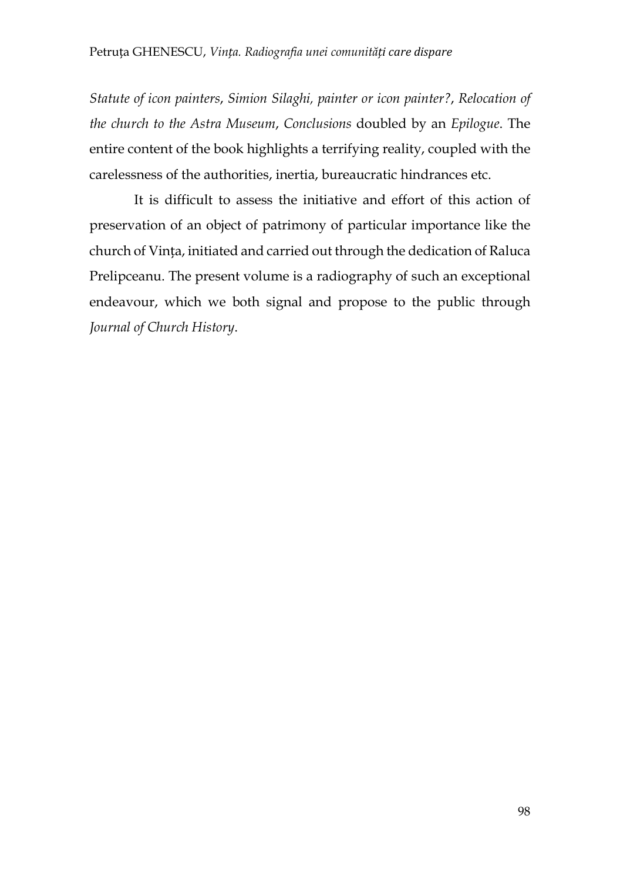*Statute of icon painters*, *Simion Silaghi, painter or icon painter?*, *Relocation of the church to the Astra Museum*, *Conclusions* doubled by an *Epilogue*. The entire content of the book highlights a terrifying reality, coupled with the carelessness of the authorities, inertia, bureaucratic hindrances etc.

It is difficult to assess the initiative and effort of this action of preservation of an object of patrimony of particular importance like the church of Vinţa, initiated and carried out through the dedication of Raluca Prelipceanu. The present volume is a radiography of such an exceptional endeavour, which we both signal and propose to the public through *Journal of Church History*.